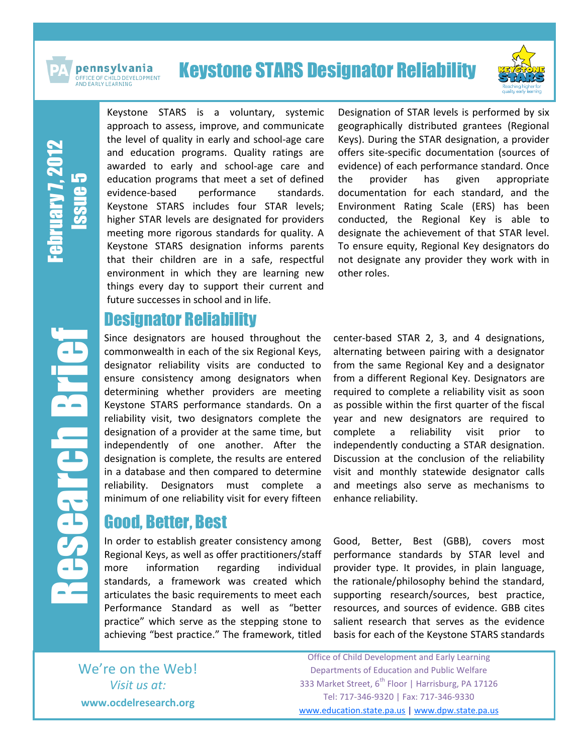# Keystone STARS Designator Reliability

pennsylvania
OFFICE OF CHILD DEVELOPMENT AND EARLY LEARNING

Research Brief

February 7, 2012
Issue 5

Keystone STARS is a voluntary, systemic approach to assess, improve, and communicate the level of quality in early and school-age care and education programs. Quality ratings are awarded to early and school-age care and education programs that meet a set of defined evidence-based performance standards. Keystone STARS includes four STAR levels; higher STAR levels are designated for providers meeting more rigorous standards for quality. A Keystone STARS designation informs parents that their children are in a safe, respectful environment in which they are learning new things every day to support their current and future successes in school and in life.

Designation of STAR levels is performed by six geographically distributed grantees (Regional Keys). During the STAR designation, a provider offers site-specific documentation (sources of evidence) of each performance standard. Once the provider has given appropriate documentation for each standard, and the Environment Rating Scale (ERS) has been conducted, the Regional Key is able to designate the achievement of that STAR level. To ensure equity, Regional Key designators do not designate any provider they work with in other roles.

## Designator Reliability

Since designators are housed throughout the commonwealth in each of the six Regional Keys, designator reliability visits are conducted to ensure consistency among designators when determining whether providers are meeting Keystone STARS performance standards. On a reliability visit, two designators complete the designation of a provider at the same time, but independently of one another. After the designation is complete, the results are entered in a database and then compared to determine reliability. Designators must complete a minimum of one reliability visit for every fifteen center-based STAR 2, 3, and 4 designations, alternating between pairing with a designator from the same Regional Key and a designator from a different Regional Key. Designators are required to complete a reliability visit as soon as possible within the first quarter of the fiscal year and new designators are required to complete a reliability visit prior to independently conducting a STAR designation. Discussion at the conclusion of the reliability visit and monthly statewide designator calls and meetings also serve as mechanisms to enhance reliability.

## Good, Better, Best

In order to establish greater consistency among Regional Keys, as well as offer practitioners/staff more information regarding individual standards, a framework was created which articulates the basic requirements to meet each Performance Standard as well as "better practice" which serve as the stepping stone to achieving "best practice." The framework, titled Good, Better, Best (GBB), covers most performance standards by STAR level and provider type. It provides, in plain language, the rationale/philosophy behind the standard, supporting research/sources, best practice, resources, and sources of evidence. GBB cites salient research that serves as the evidence basis for each of the Keystone STARS standards

We're on the Web!
*Visit us at:*
**www.ocdelresearch.org**

Office of Child Development and Early Learning
Departments of Education and Public Welfare
333 Market Street, 6th Floor | Harrisburg, PA 17126
Tel: 717-346-9320 | Fax: 717-346-9330
www.education.state.pa.us | www.dpw.state.pa.us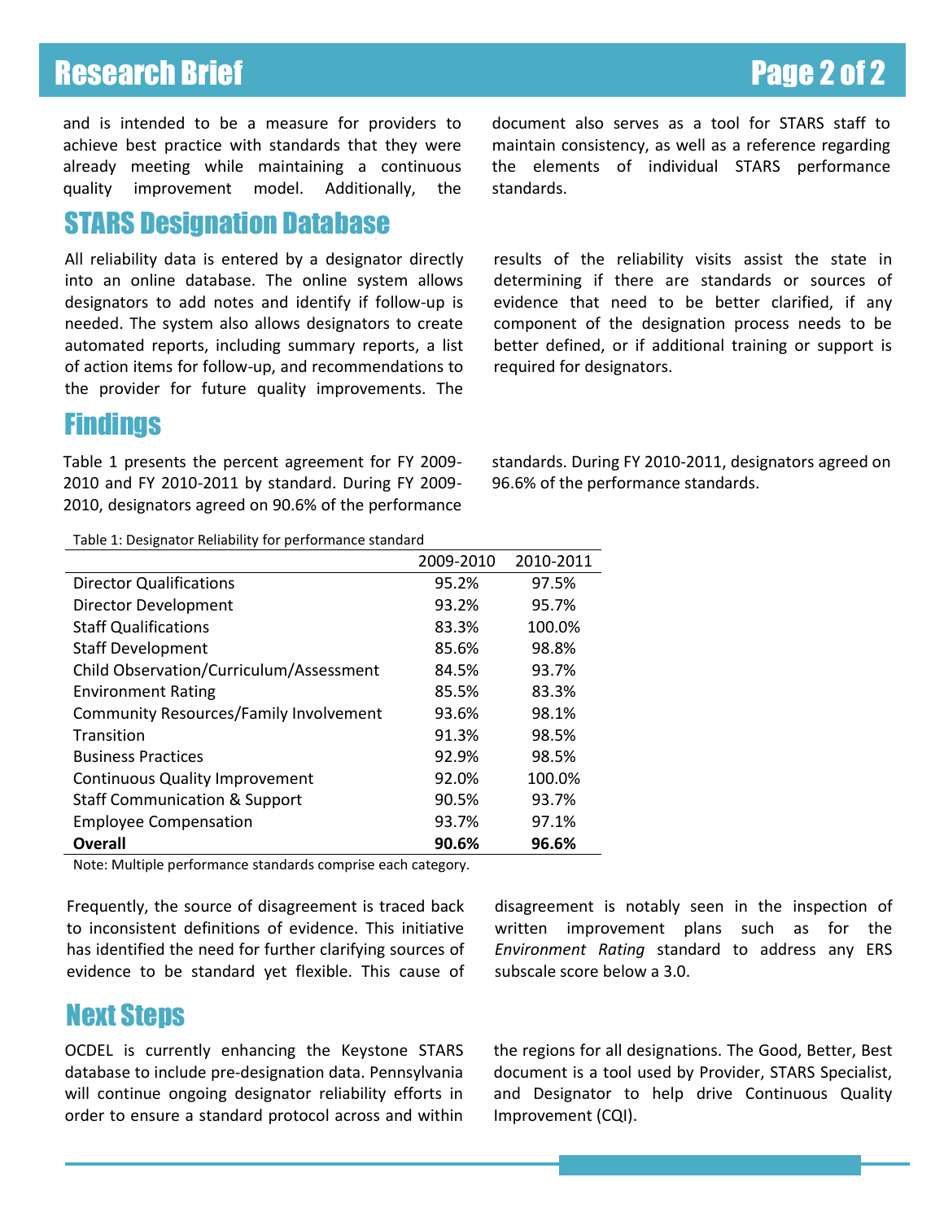and is intended to be a measure for providers to achieve best practice with standards that they were already meeting while maintaining a continuous quality improvement model. Additionally, the document also serves as a tool for STARS staff to maintain consistency, as well as a reference regarding the elements of individual STARS performance standards.

## STARS Designation Database

All reliability data is entered by a designator directly into an online database. The online system allows designators to add notes and identify if follow-up is needed. The system also allows designators to create automated reports, including summary reports, a list of action items for follow-up, and recommendations to the provider for future quality improvements. The results of the reliability visits assist the state in determining if there are standards or sources of evidence that need to be better clarified, if any component of the designation process needs to be better defined, or if additional training or support is required for designators.

## Findings

Table 1 presents the percent agreement for FY 2009-2010 and FY 2010-2011 by standard. During FY 2009-2010, designators agreed on 90.6% of the performance standards. During FY 2010-2011, designators agreed on 96.6% of the performance standards.

Table 1: Designator Reliability for performance standard

| | 2009-2010 | 2010-2011 |
|---|---|---|
| Director Qualifications | 95.2% | 97.5% |
| Director Development | 93.2% | 95.7% |
| Staff Qualifications | 83.3% | 100.0% |
| Staff Development | 85.6% | 98.8% |
| Child Observation/Curriculum/Assessment | 84.5% | 93.7% |
| Environment Rating | 85.5% | 83.3% |
| Community Resources/Family Involvement | 93.6% | 98.1% |
| Transition | 91.3% | 98.5% |
| Business Practices | 92.9% | 98.5% |
| Continuous Quality Improvement | 92.0% | 100.0% |
| Staff Communication & Support | 90.5% | 93.7% |
| Employee Compensation | 93.7% | 97.1% |
| **Overall** | **90.6%** | **96.6%** |

Note: Multiple performance standards comprise each category.

Frequently, the source of disagreement is traced back to inconsistent definitions of evidence. This initiative has identified the need for further clarifying sources of evidence to be standard yet flexible. This cause of disagreement is notably seen in the inspection of written improvement plans such as for the *Environment Rating* standard to address any ERS subscale score below a 3.0.

## Next Steps

OCDEL is currently enhancing the Keystone STARS database to include pre-designation data. Pennsylvania will continue ongoing designator reliability efforts in order to ensure a standard protocol across and within the regions for all designations. The Good, Better, Best document is a tool used by Provider, STARS Specialist, and Designator to help drive Continuous Quality Improvement (CQI).